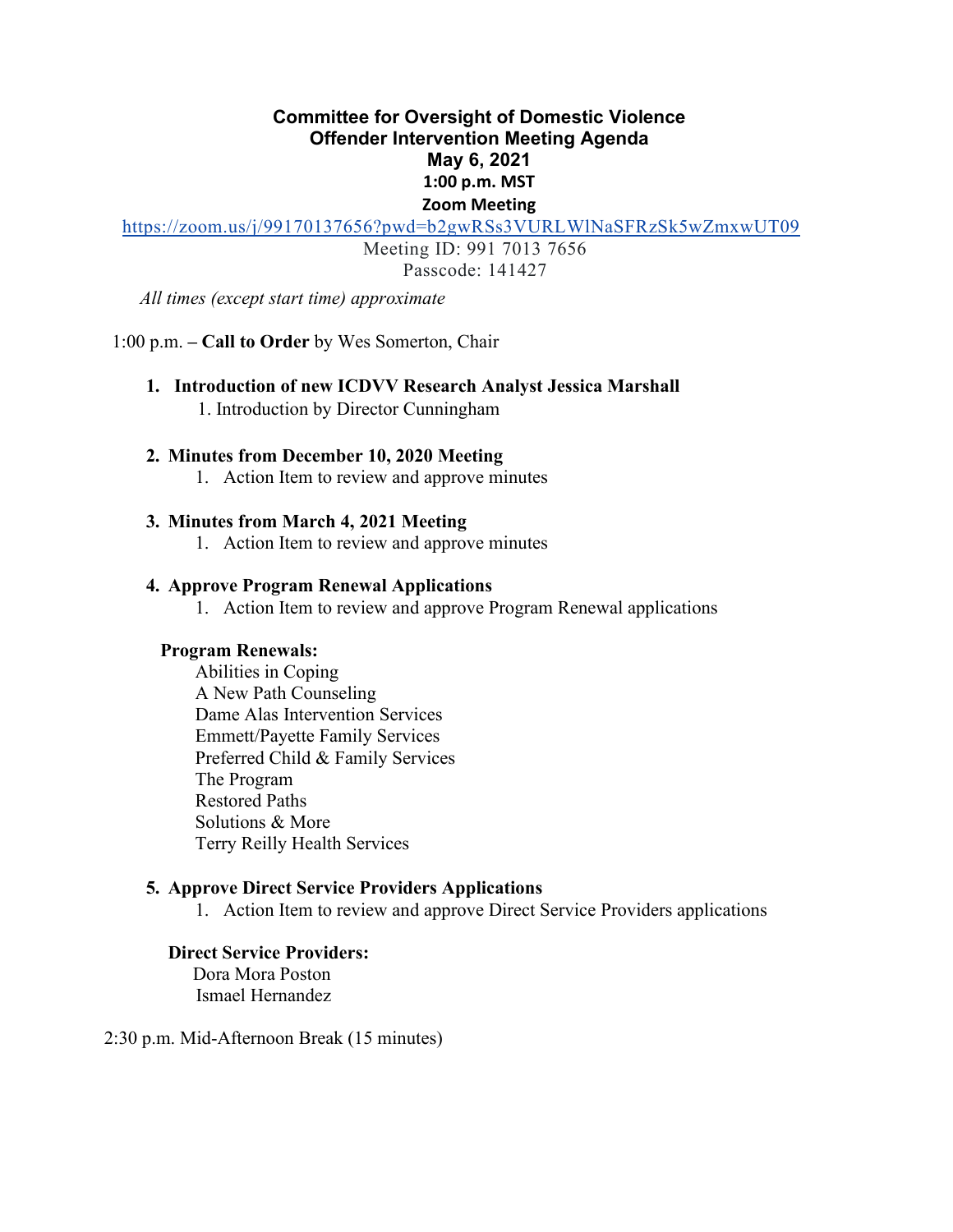# Committee for Oversight of Domestic Violence Offender Intervention Meeting Agenda

**May 6, 2021**

**1:00 p.m. MST**

**Zoom Meeting**

https://zoom.us/j/99170137656?pwd=b2gwRSs3VURLWlNaSFRzSk5wZmxwUT09

Meeting ID: 991 7013 7656

Passcode: 141427

*All times (except start time) approximate*

1:00 p.m. – **Call to Order** by Wes Somerton, Chair

1. **Introduction of new ICDVV Research Analyst Jessica Marshall**
   1. Introduction by Director Cunningham

2. **Minutes from December 10, 2020 Meeting**
   1. Action Item to review and approve minutes

3. **Minutes from March 4, 2021 Meeting**
   1. Action Item to review and approve minutes

4. **Approve Program Renewal Applications**
   1. Action Item to review and approve Program Renewal applications

   **Program Renewals:**

   Abilities in Coping
   A New Path Counseling
   Dame Alas Intervention Services
   Emmett/Payette Family Services
   Preferred Child & Family Services
   The Program
   Restored Paths
   Solutions & More
   Terry Reilly Health Services

5. **Approve Direct Service Providers Applications**
   1. Action Item to review and approve Direct Service Providers applications

   **Direct Service Providers:**

   Dora Mora Poston
   Ismael Hernandez

2:30 p.m. Mid-Afternoon Break (15 minutes)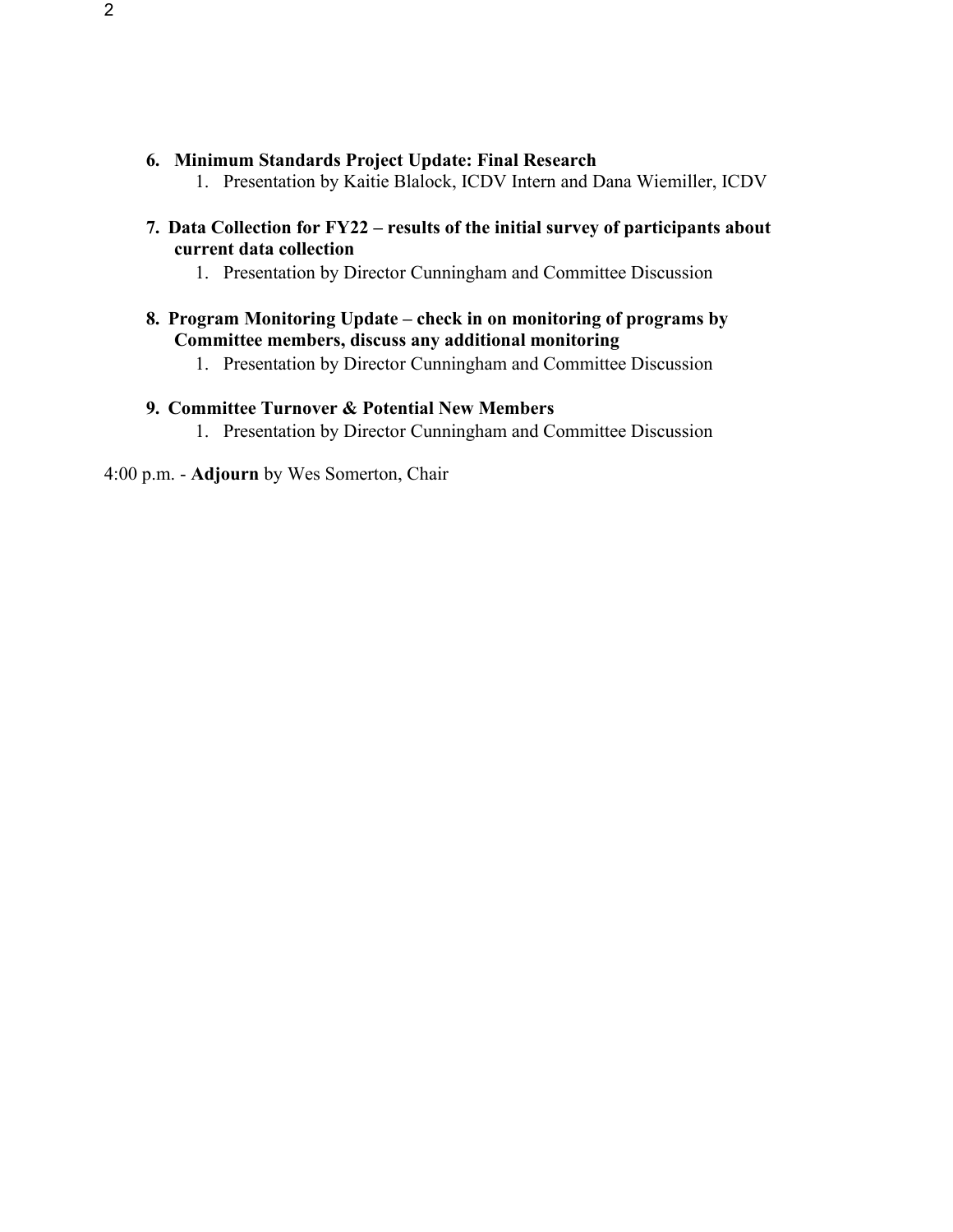6. **Minimum Standards Project Update: Final Research**
    1. Presentation by Kaitie Blalock, ICDV Intern and Dana Wiemiller, ICDV

7. **Data Collection for FY22 – results of the initial survey of participants about current data collection**
    1. Presentation by Director Cunningham and Committee Discussion

8. **Program Monitoring Update – check in on monitoring of programs by Committee members, discuss any additional monitoring**
    1. Presentation by Director Cunningham and Committee Discussion

9. **Committee Turnover & Potential New Members**
    1. Presentation by Director Cunningham and Committee Discussion

4:00 p.m. - **Adjourn** by Wes Somerton, Chair